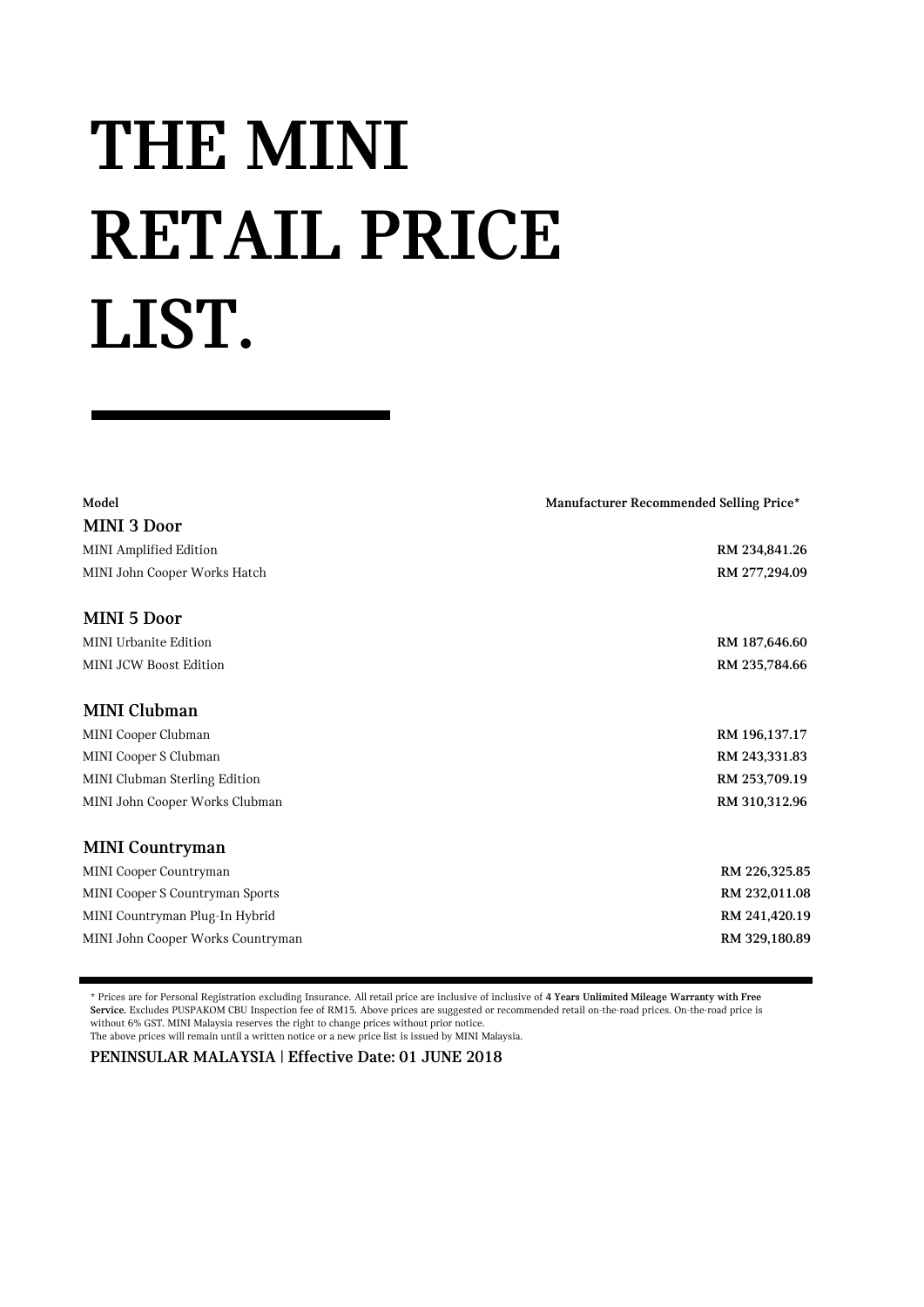# THE MINI RETAIL PRICE LIST.

| Model | Manufacturer Recommended Selling Price* |
|---|---|
| **MINI 3 Door** | |
| MINI Amplified Edition | **RM 234,841.26** |
| MINI John Cooper Works Hatch | **RM 277,294.09** |
| **MINI 5 Door** | |
| MINI Urbanite Edition | **RM 187,646.60** |
| MINI JCW Boost Edition | **RM 235,784.66** |
| **MINI Clubman** | |
| MINI Cooper Clubman | **RM 196,137.17** |
| MINI Cooper S Clubman | **RM 243,331.83** |
| MINI Clubman Sterling Edition | **RM 253,709.19** |
| MINI John Cooper Works Clubman | **RM 310,312.96** |
| **MINI Countryman** | |
| MINI Cooper Countryman | **RM 226,325.85** |
| MINI Cooper S Countryman Sports | **RM 232,011.08** |
| MINI Countryman Plug-In Hybrid | **RM 241,420.19** |
| MINI John Cooper Works Countryman | **RM 329,180.89** |

* Prices are for Personal Registration excluding Insurance. All retail price are inclusive of inclusive of **4 Years Unlimited Mileage Warranty with Free Service.** Excludes PUSPAKOM CBU Inspection fee of RM15. Above prices are suggested or recommended retail on-the-road prices. On-the-road price is without 6% GST. MINI Malaysia reserves the right to change prices without prior notice.
The above prices will remain until a written notice or a new price list is issued by MINI Malaysia.

**PENINSULAR MALAYSIA | Effective Date: 01 JUNE 2018**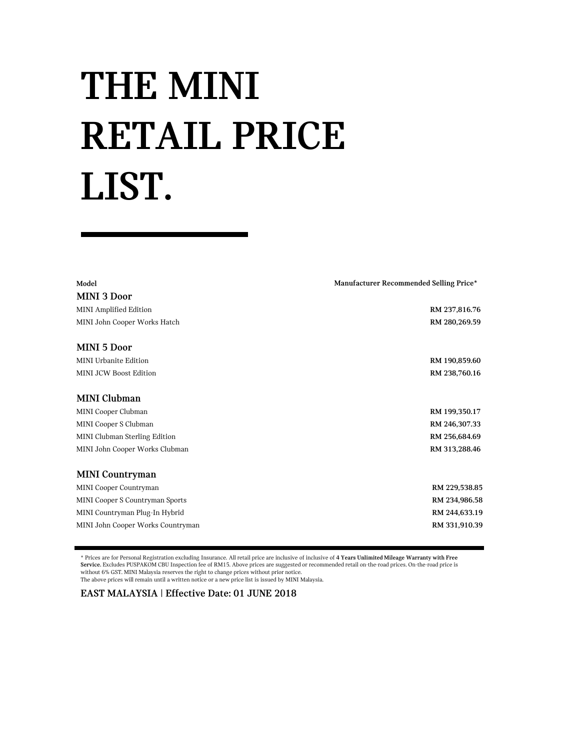# THE MINI RETAIL PRICE LIST.

| Model | Manufacturer Recommended Selling Price* |
| --- | --- |
| **MINI 3 Door** | |
| MINI Amplified Edition | **RM 237,816.76** |
| MINI John Cooper Works Hatch | **RM 280,269.59** |
| **MINI 5 Door** | |
| MINI Urbanite Edition | **RM 190,859.60** |
| MINI JCW Boost Edition | **RM 238,760.16** |
| **MINI Clubman** | |
| MINI Cooper Clubman | **RM 199,350.17** |
| MINI Cooper S Clubman | **RM 246,307.33** |
| MINI Clubman Sterling Edition | **RM 256,684.69** |
| MINI John Cooper Works Clubman | **RM 313,288.46** |
| **MINI Countryman** | |
| MINI Cooper Countryman | **RM 229,538.85** |
| MINI Cooper S Countryman Sports | **RM 234,986.58** |
| MINI Countryman Plug-In Hybrid | **RM 244,633.19** |
| MINI John Cooper Works Countryman | **RM 331,910.39** |

* Prices are for Personal Registration excluding Insurance. All retail price are inclusive of inclusive of **4 Years Unlimited Mileage Warranty with Free Service.** Excludes PUSPAKOM CBU Inspection fee of RM15. Above prices are suggested or recommended retail on-the-road prices. On-the-road price is without 6% GST. MINI Malaysia reserves the right to change prices without prior notice.
The above prices will remain until a written notice or a new price list is issued by MINI Malaysia.

**EAST MALAYSIA | Effective Date: 01 JUNE 2018**